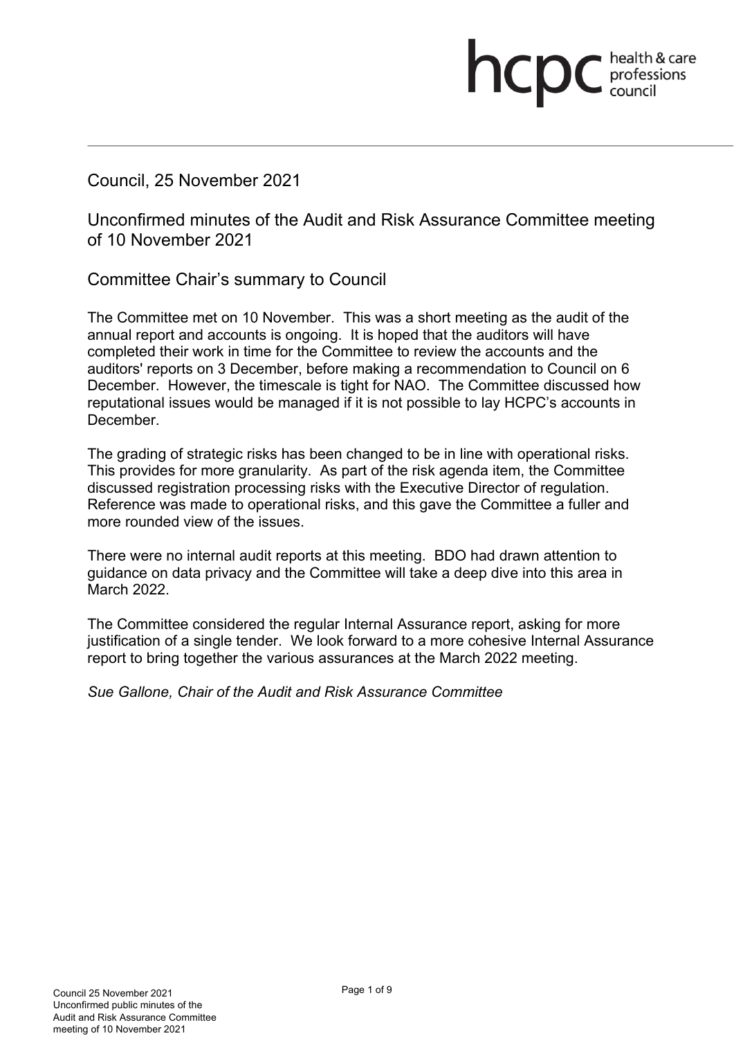Council, 25 November 2021

# Unconfirmed minutes of the Audit and Risk Assurance Committee meeting of 10 November 2021

## Committee Chair's summary to Council

The Committee met on 10 November. This was a short meeting as the audit of the annual report and accounts is ongoing. It is hoped that the auditors will have completed their work in time for the Committee to review the accounts and the auditors' reports on 3 December, before making a recommendation to Council on 6 December. However, the timescale is tight for NAO. The Committee discussed how reputational issues would be managed if it is not possible to lay HCPC's accounts in December.

The grading of strategic risks has been changed to be in line with operational risks. This provides for more granularity. As part of the risk agenda item, the Committee discussed registration processing risks with the Executive Director of regulation. Reference was made to operational risks, and this gave the Committee a fuller and more rounded view of the issues.

There were no internal audit reports at this meeting. BDO had drawn attention to guidance on data privacy and the Committee will take a deep dive into this area in March 2022.

The Committee considered the regular Internal Assurance report, asking for more justification of a single tender. We look forward to a more cohesive Internal Assurance report to bring together the various assurances at the March 2022 meeting.

*Sue Gallone, Chair of the Audit and Risk Assurance Committee*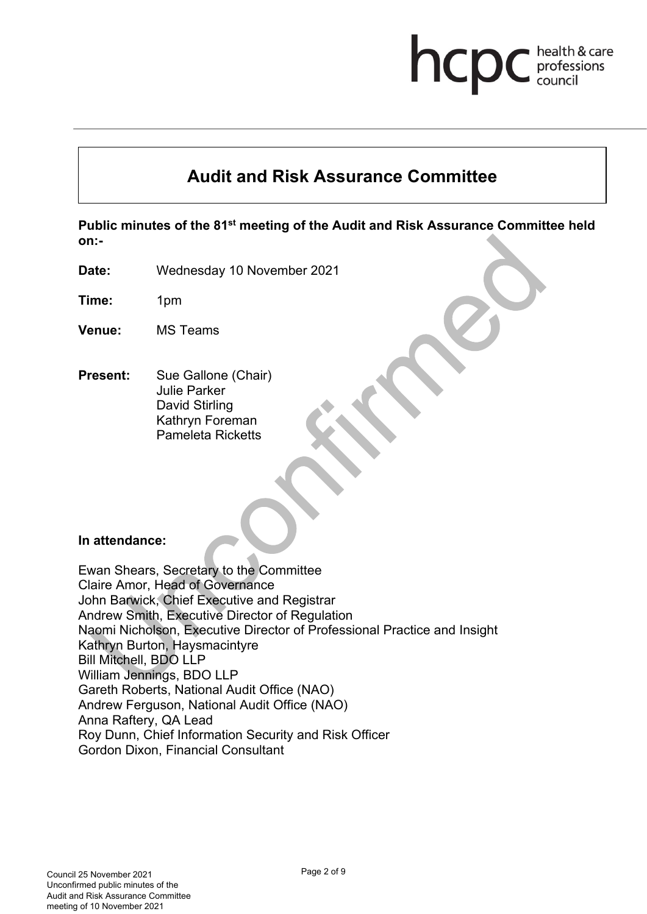# Audit and Risk Assurance Committee

**Public minutes of the 81st meeting of the Audit and Risk Assurance Committee held on:-**

**Date:** Wednesday 10 November 2021

**Time:** 1pm

**Venue:** MS Teams

**Present:** Sue Gallone (Chair)
Julie Parker
David Stirling
Kathryn Foreman
Pameleta Ricketts

**In attendance:**

Ewan Shears, Secretary to the Committee
Claire Amor, Head of Governance
John Barwick, Chief Executive and Registrar
Andrew Smith, Executive Director of Regulation
Naomi Nicholson, Executive Director of Professional Practice and Insight
Kathryn Burton, Haysmacintyre
Bill Mitchell, BDO LLP
William Jennings, BDO LLP
Gareth Roberts, National Audit Office (NAO)
Andrew Ferguson, National Audit Office (NAO)
Anna Raftery, QA Lead
Roy Dunn, Chief Information Security and Risk Officer
Gordon Dixon, Financial Consultant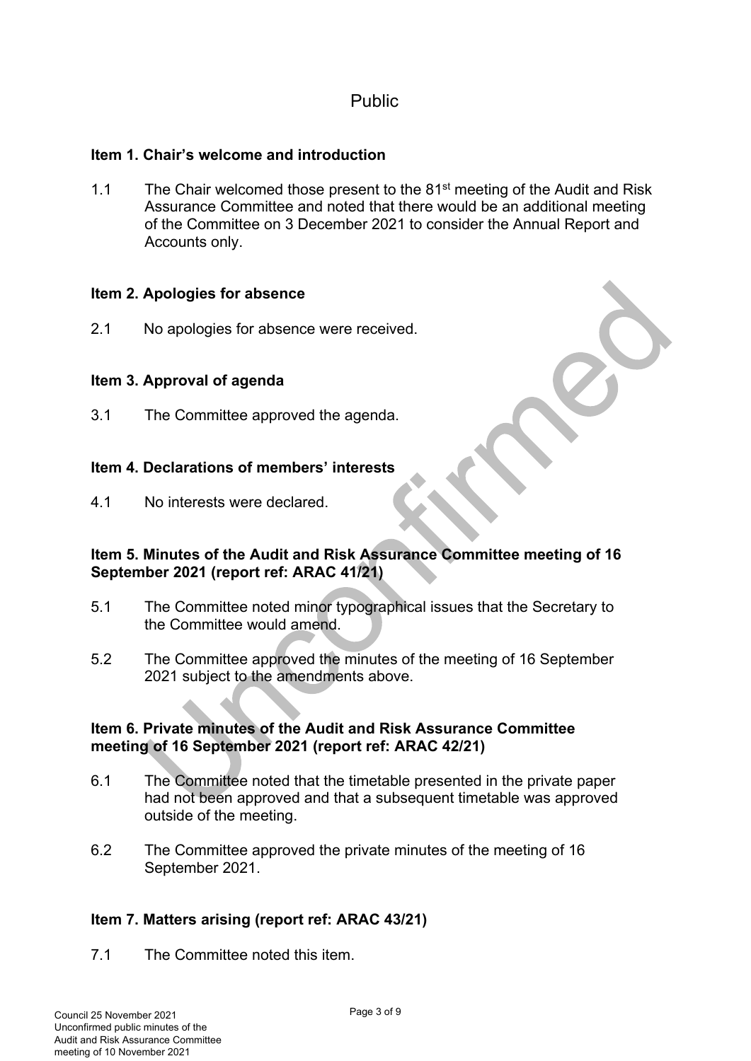Public

**Item 1. Chair's welcome and introduction**

1.1 The Chair welcomed those present to the 81st meeting of the Audit and Risk Assurance Committee and noted that there would be an additional meeting of the Committee on 3 December 2021 to consider the Annual Report and Accounts only.

**Item 2. Apologies for absence**

2.1 No apologies for absence were received.

**Item 3. Approval of agenda**

3.1 The Committee approved the agenda.

**Item 4. Declarations of members' interests**

4.1 No interests were declared.

**Item 5. Minutes of the Audit and Risk Assurance Committee meeting of 16 September 2021 (report ref: ARAC 41/21)**

5.1 The Committee noted minor typographical issues that the Secretary to the Committee would amend.

5.2 The Committee approved the minutes of the meeting of 16 September 2021 subject to the amendments above.

**Item 6. Private minutes of the Audit and Risk Assurance Committee meeting of 16 September 2021 (report ref: ARAC 42/21)**

6.1 The Committee noted that the timetable presented in the private paper had not been approved and that a subsequent timetable was approved outside of the meeting.

6.2 The Committee approved the private minutes of the meeting of 16 September 2021.

**Item 7. Matters arising (report ref: ARAC 43/21)**

7.1 The Committee noted this item.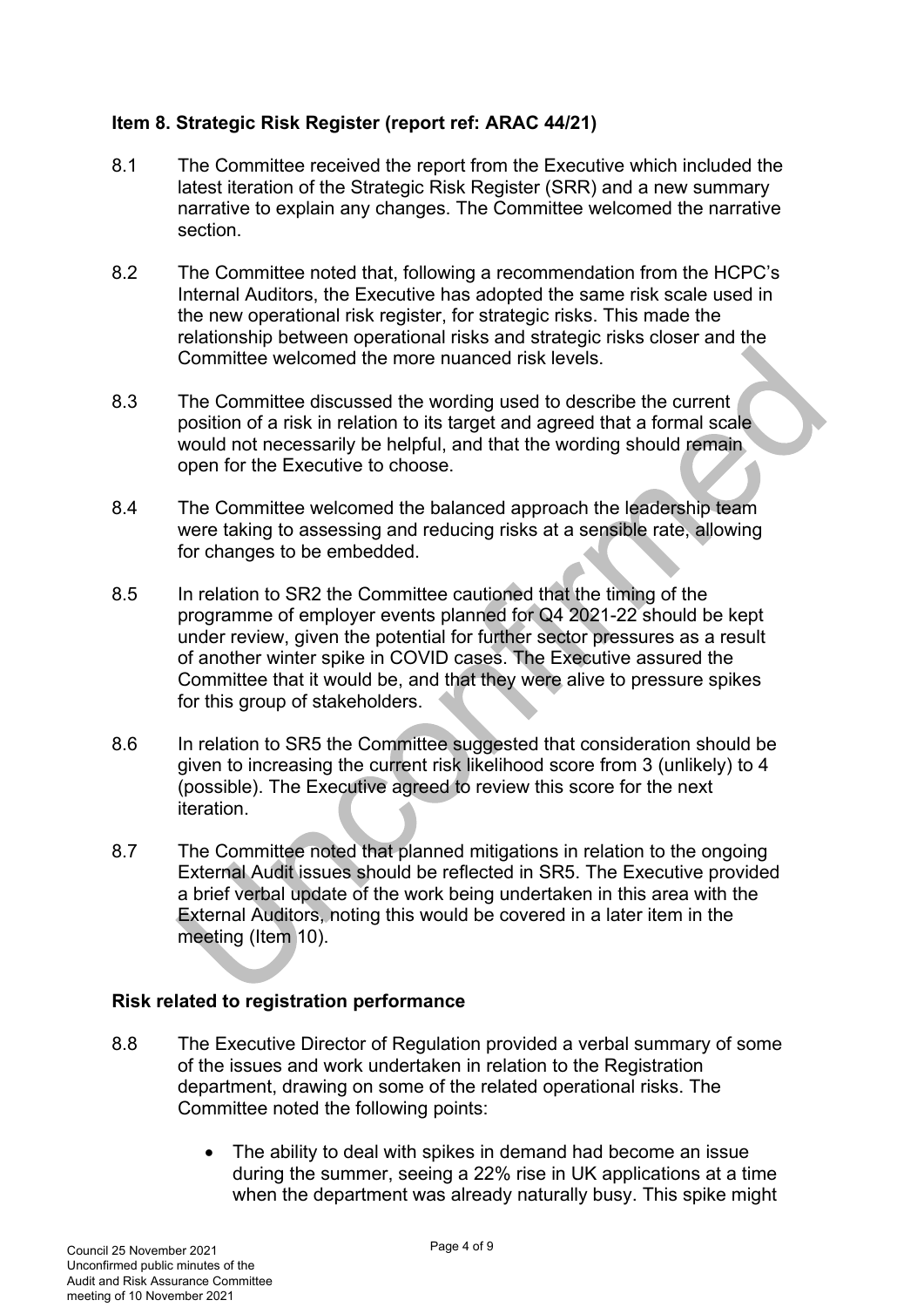**Item 8. Strategic Risk Register (report ref: ARAC 44/21)**

8.1 The Committee received the report from the Executive which included the latest iteration of the Strategic Risk Register (SRR) and a new summary narrative to explain any changes. The Committee welcomed the narrative section.

8.2 The Committee noted that, following a recommendation from the HCPC's Internal Auditors, the Executive has adopted the same risk scale used in the new operational risk register, for strategic risks. This made the relationship between operational risks and strategic risks closer and the Committee welcomed the more nuanced risk levels.

8.3 The Committee discussed the wording used to describe the current position of a risk in relation to its target and agreed that a formal scale would not necessarily be helpful, and that the wording should remain open for the Executive to choose.

8.4 The Committee welcomed the balanced approach the leadership team were taking to assessing and reducing risks at a sensible rate, allowing for changes to be embedded.

8.5 In relation to SR2 the Committee cautioned that the timing of the programme of employer events planned for Q4 2021-22 should be kept under review, given the potential for further sector pressures as a result of another winter spike in COVID cases. The Executive assured the Committee that it would be, and that they were alive to pressure spikes for this group of stakeholders.

8.6 In relation to SR5 the Committee suggested that consideration should be given to increasing the current risk likelihood score from 3 (unlikely) to 4 (possible). The Executive agreed to review this score for the next iteration.

8.7 The Committee noted that planned mitigations in relation to the ongoing External Audit issues should be reflected in SR5. The Executive provided a brief verbal update of the work being undertaken in this area with the External Auditors, noting this would be covered in a later item in the meeting (Item 10).

**Risk related to registration performance**

8.8 The Executive Director of Regulation provided a verbal summary of some of the issues and work undertaken in relation to the Registration department, drawing on some of the related operational risks. The Committee noted the following points:

- The ability to deal with spikes in demand had become an issue during the summer, seeing a 22% rise in UK applications at a time when the department was already naturally busy. This spike might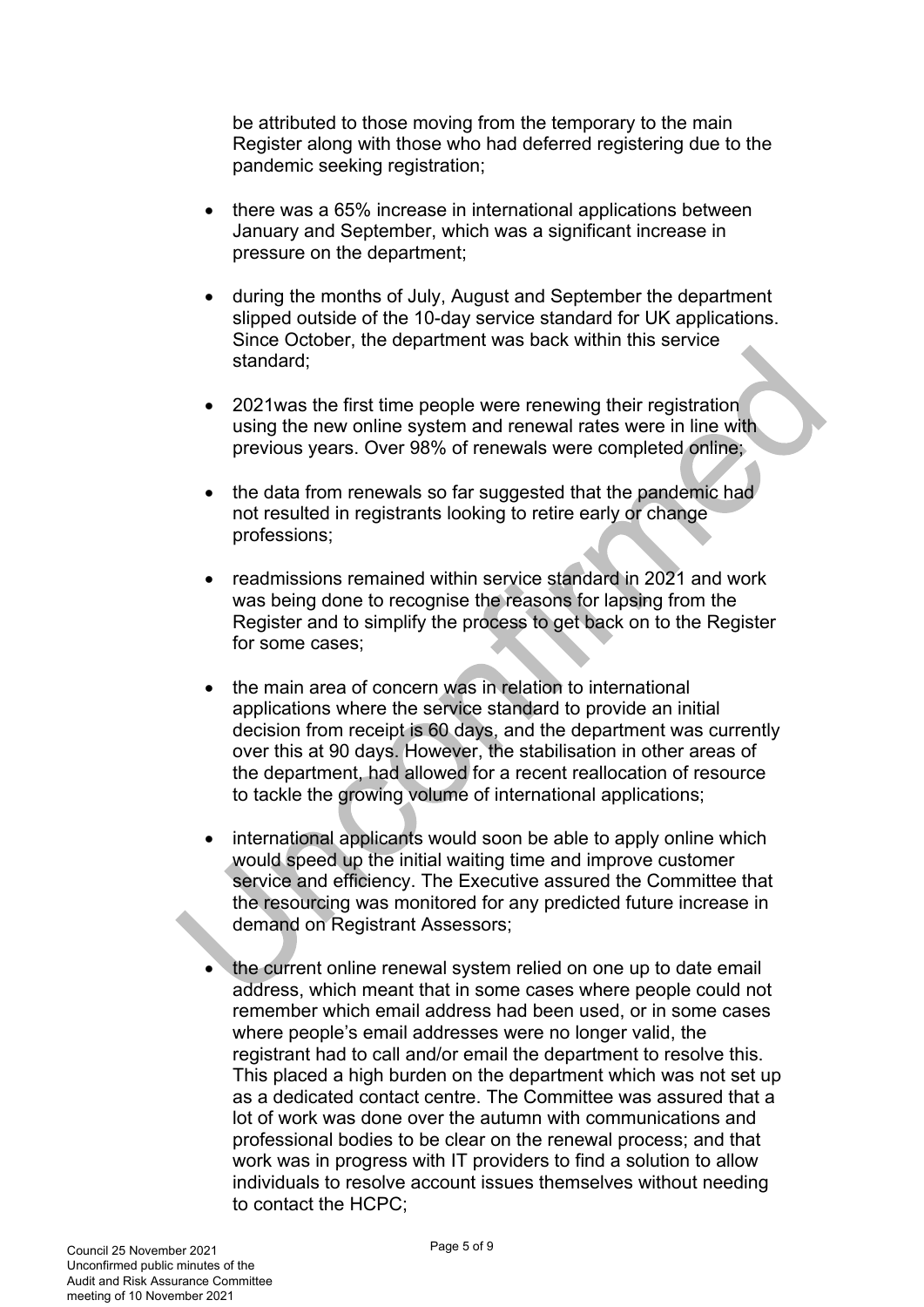be attributed to those moving from the temporary to the main Register along with those who had deferred registering due to the pandemic seeking registration;

- there was a 65% increase in international applications between January and September, which was a significant increase in pressure on the department;

- during the months of July, August and September the department slipped outside of the 10-day service standard for UK applications. Since October, the department was back within this service standard;

- 2021was the first time people were renewing their registration using the new online system and renewal rates were in line with previous years. Over 98% of renewals were completed online;

- the data from renewals so far suggested that the pandemic had not resulted in registrants looking to retire early or change professions;

- readmissions remained within service standard in 2021 and work was being done to recognise the reasons for lapsing from the Register and to simplify the process to get back on to the Register for some cases;

- the main area of concern was in relation to international applications where the service standard to provide an initial decision from receipt is 60 days, and the department was currently over this at 90 days. However, the stabilisation in other areas of the department, had allowed for a recent reallocation of resource to tackle the growing volume of international applications;

- international applicants would soon be able to apply online which would speed up the initial waiting time and improve customer service and efficiency. The Executive assured the Committee that the resourcing was monitored for any predicted future increase in demand on Registrant Assessors;

- the current online renewal system relied on one up to date email address, which meant that in some cases where people could not remember which email address had been used, or in some cases where people's email addresses were no longer valid, the registrant had to call and/or email the department to resolve this. This placed a high burden on the department which was not set up as a dedicated contact centre. The Committee was assured that a lot of work was done over the autumn with communications and professional bodies to be clear on the renewal process; and that work was in progress with IT providers to find a solution to allow individuals to resolve account issues themselves without needing to contact the HCPC;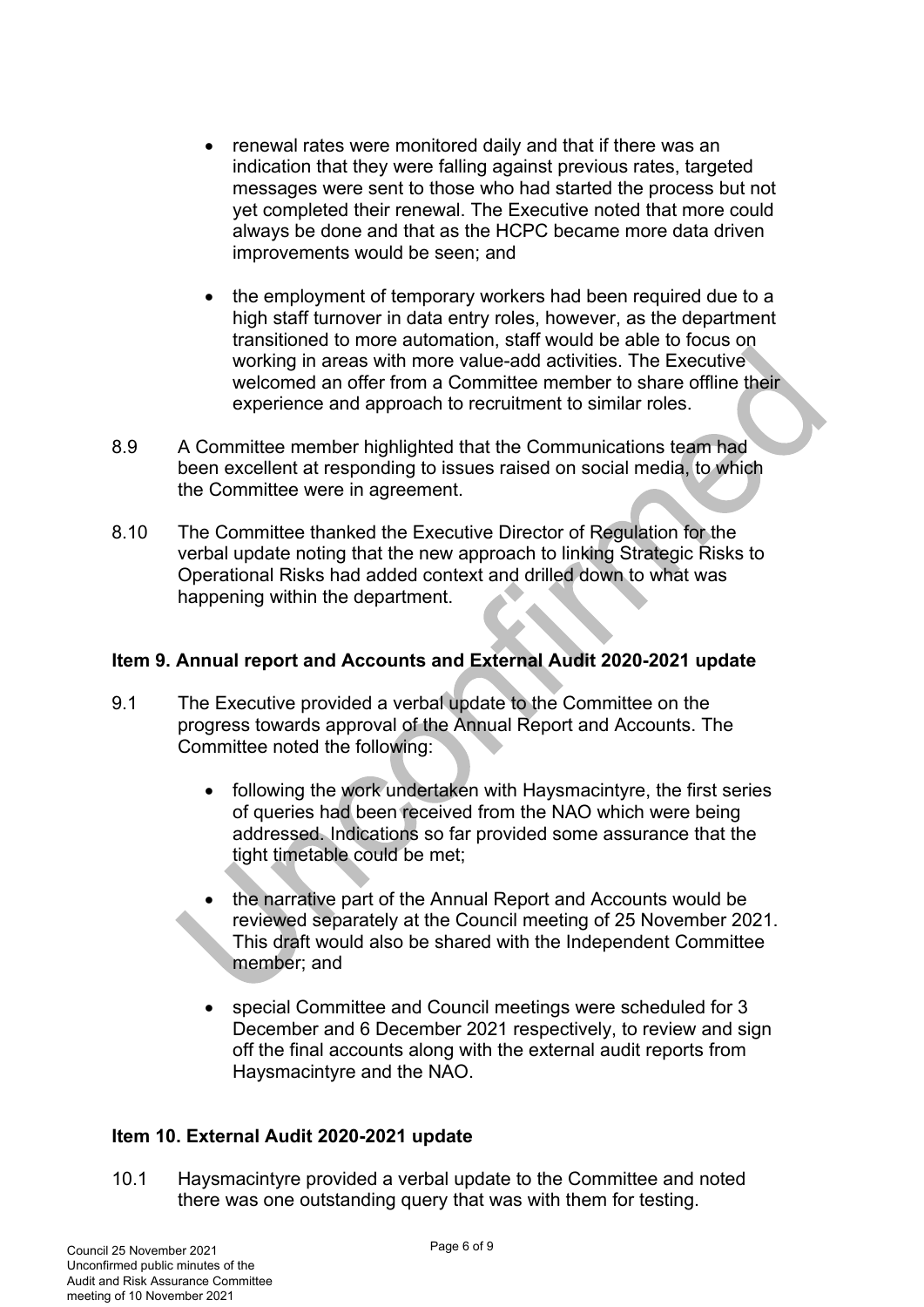- renewal rates were monitored daily and that if there was an indication that they were falling against previous rates, targeted messages were sent to those who had started the process but not yet completed their renewal. The Executive noted that more could always be done and that as the HCPC became more data driven improvements would be seen; and

- the employment of temporary workers had been required due to a high staff turnover in data entry roles, however, as the department transitioned to more automation, staff would be able to focus on working in areas with more value-add activities. The Executive welcomed an offer from a Committee member to share offline their experience and approach to recruitment to similar roles.

8.9 A Committee member highlighted that the Communications team had been excellent at responding to issues raised on social media, to which the Committee were in agreement.

8.10 The Committee thanked the Executive Director of Regulation for the verbal update noting that the new approach to linking Strategic Risks to Operational Risks had added context and drilled down to what was happening within the department.

**Item 9. Annual report and Accounts and External Audit 2020-2021 update**

9.1 The Executive provided a verbal update to the Committee on the progress towards approval of the Annual Report and Accounts. The Committee noted the following:

- following the work undertaken with Haysmacintyre, the first series of queries had been received from the NAO which were being addressed. Indications so far provided some assurance that the tight timetable could be met;

- the narrative part of the Annual Report and Accounts would be reviewed separately at the Council meeting of 25 November 2021. This draft would also be shared with the Independent Committee member; and

- special Committee and Council meetings were scheduled for 3 December and 6 December 2021 respectively, to review and sign off the final accounts along with the external audit reports from Haysmacintyre and the NAO.

**Item 10. External Audit 2020-2021 update**

10.1 Haysmacintyre provided a verbal update to the Committee and noted there was one outstanding query that was with them for testing.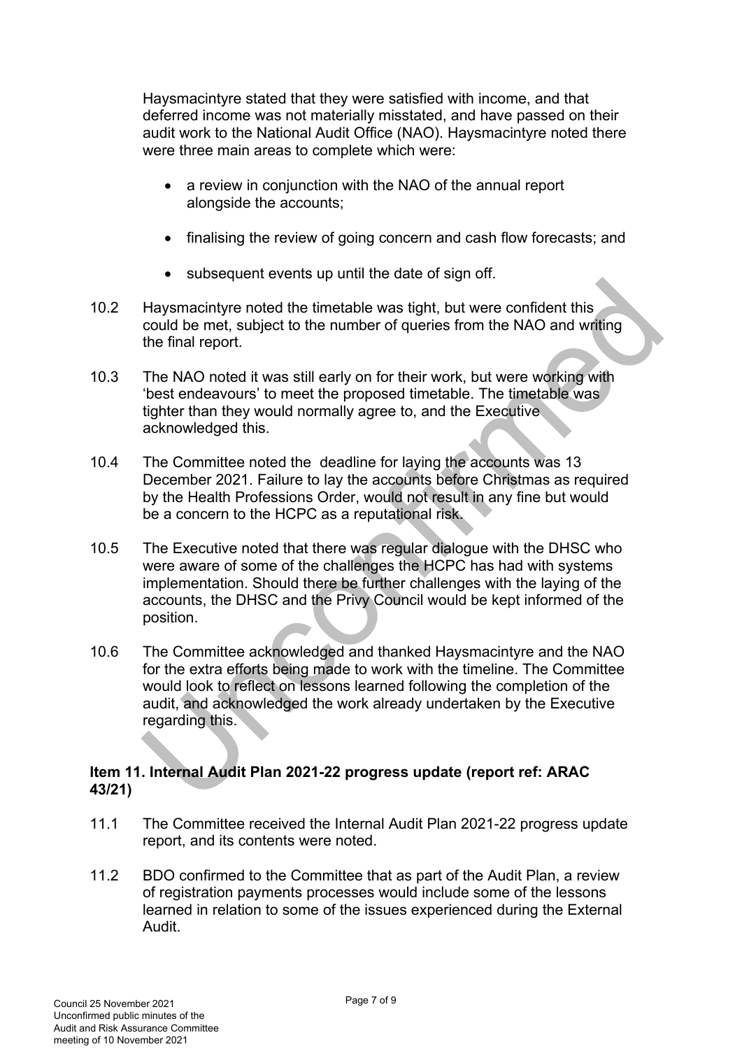Haysmacintyre stated that they were satisfied with income, and that deferred income was not materially misstated, and have passed on their audit work to the National Audit Office (NAO). Haysmacintyre noted there were three main areas to complete which were:

- a review in conjunction with the NAO of the annual report alongside the accounts;
- finalising the review of going concern and cash flow forecasts; and
- subsequent events up until the date of sign off.

10.2 Haysmacintyre noted the timetable was tight, but were confident this could be met, subject to the number of queries from the NAO and writing the final report.

10.3 The NAO noted it was still early on for their work, but were working with 'best endeavours' to meet the proposed timetable. The timetable was tighter than they would normally agree to, and the Executive acknowledged this.

10.4 The Committee noted the deadline for laying the accounts was 13 December 2021. Failure to lay the accounts before Christmas as required by the Health Professions Order, would not result in any fine but would be a concern to the HCPC as a reputational risk.

10.5 The Executive noted that there was regular dialogue with the DHSC who were aware of some of the challenges the HCPC has had with systems implementation. Should there be further challenges with the laying of the accounts, the DHSC and the Privy Council would be kept informed of the position.

10.6 The Committee acknowledged and thanked Haysmacintyre and the NAO for the extra efforts being made to work with the timeline. The Committee would look to reflect on lessons learned following the completion of the audit, and acknowledged the work already undertaken by the Executive regarding this.

### Item 11. Internal Audit Plan 2021-22 progress update (report ref: ARAC 43/21)

11.1 The Committee received the Internal Audit Plan 2021-22 progress update report, and its contents were noted.

11.2 BDO confirmed to the Committee that as part of the Audit Plan, a review of registration payments processes would include some of the lessons learned in relation to some of the issues experienced during the External Audit.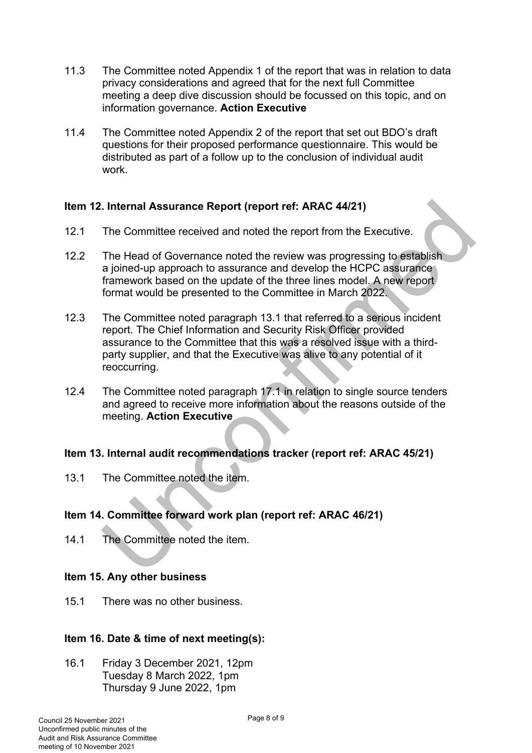11.3 The Committee noted Appendix 1 of the report that was in relation to data privacy considerations and agreed that for the next full Committee meeting a deep dive discussion should be focussed on this topic, and on information governance. **Action Executive**

11.4 The Committee noted Appendix 2 of the report that set out BDO's draft questions for their proposed performance questionnaire. This would be distributed as part of a follow up to the conclusion of individual audit work.

**Item 12. Internal Assurance Report (report ref: ARAC 44/21)**

12.1 The Committee received and noted the report from the Executive.

12.2 The Head of Governance noted the review was progressing to establish a joined-up approach to assurance and develop the HCPC assurance framework based on the update of the three lines model. A new report format would be presented to the Committee in March 2022.

12.3 The Committee noted paragraph 13.1 that referred to a serious incident report. The Chief Information and Security Risk Officer provided assurance to the Committee that this was a resolved issue with a third-party supplier, and that the Executive was alive to any potential of it reoccurring.

12.4 The Committee noted paragraph 17.1 in relation to single source tenders and agreed to receive more information about the reasons outside of the meeting. **Action Executive**

**Item 13. Internal audit recommendations tracker (report ref: ARAC 45/21)**

13.1 The Committee noted the item.

**Item 14. Committee forward work plan (report ref: ARAC 46/21)**

14.1 The Committee noted the item.

**Item 15. Any other business**

15.1 There was no other business.

**Item 16. Date & time of next meeting(s):**

16.1 Friday 3 December 2021, 12pm
Tuesday 8 March 2022, 1pm
Thursday 9 June 2022, 1pm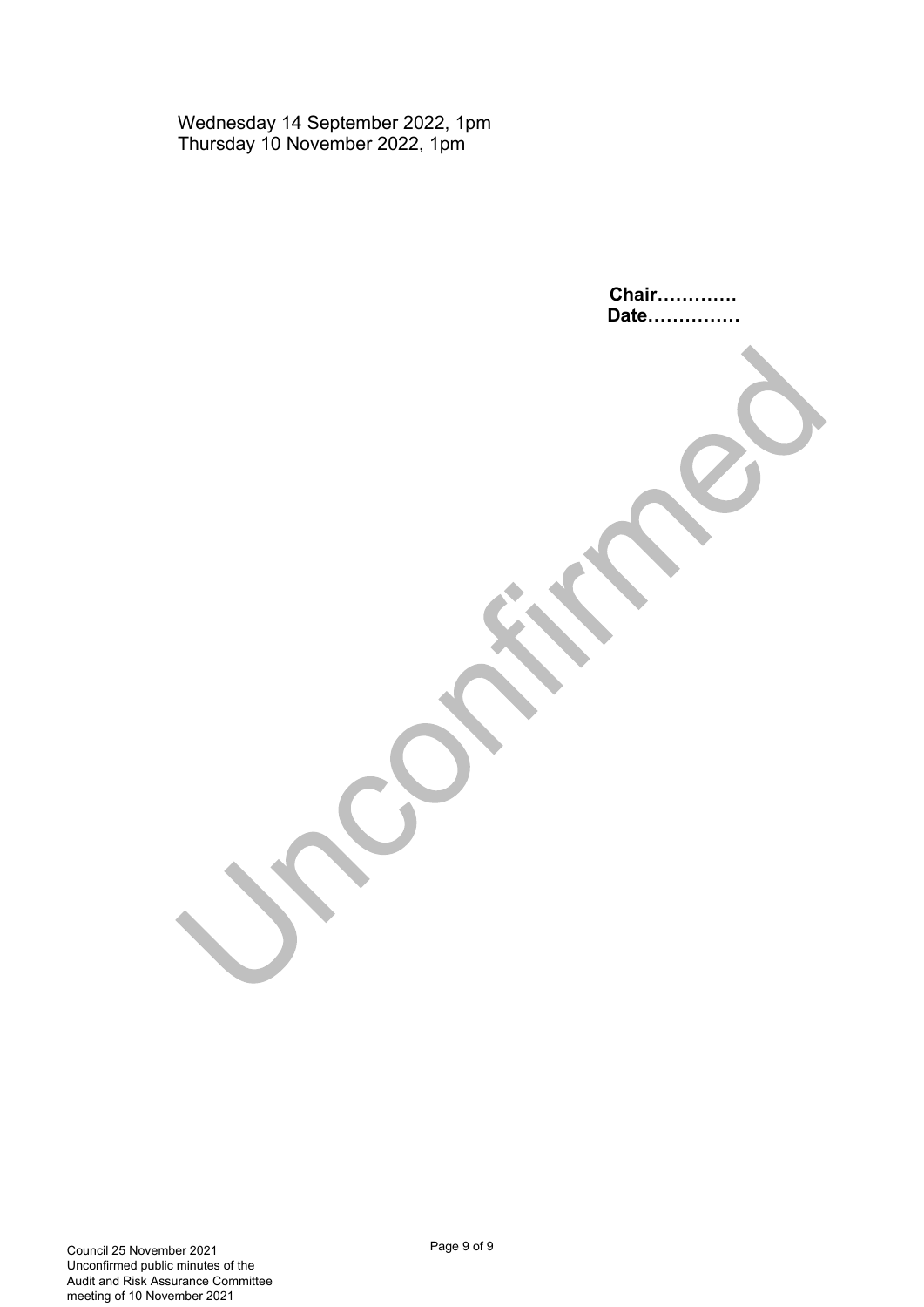Wednesday 14 September 2022, 1pm
Thursday 10 November 2022, 1pm

**Chair…………**
**Date……………**